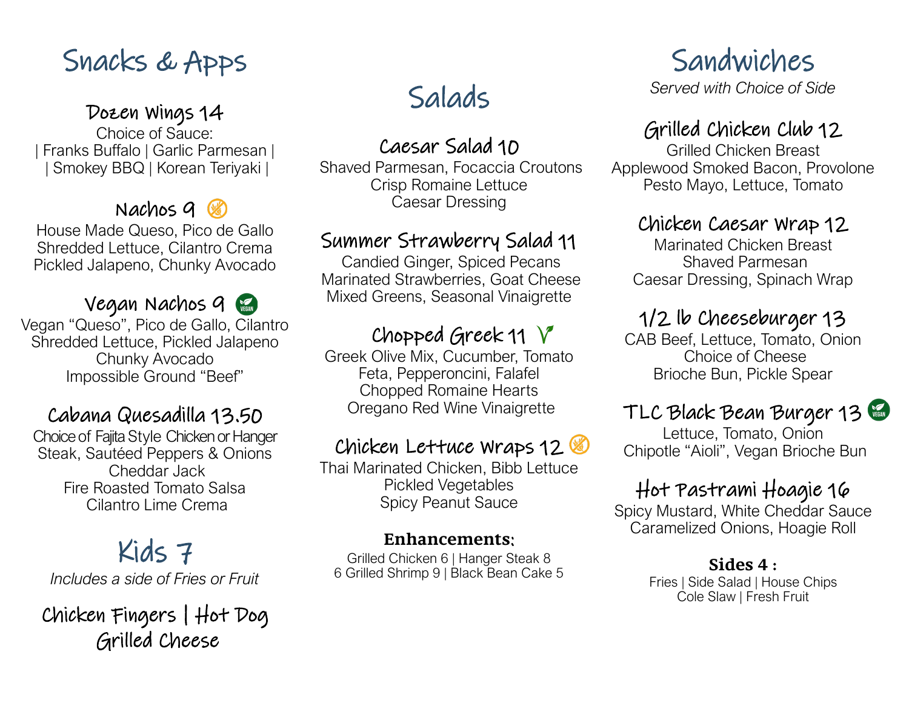# Snacks & Apps

### Dozen Wings 14

Choice of Sauce:
| Franks Buffalo | Garlic Parmesan |
| Smokey BBQ | Korean Teriyaki |

### Nachos 9

House Made Queso, Pico de Gallo
Shredded Lettuce, Cilantro Crema
Pickled Jalapeno, Chunky Avocado

### Vegan Nachos 9 (VEGAN)

Vegan "Queso", Pico de Gallo, Cilantro
Shredded Lettuce, Pickled Jalapeno
Chunky Avocado
Impossible Ground "Beef"

### Cabana Quesadilla 13.50

Choice of Fajita Style Chicken or Hanger
Steak, Sautéed Peppers & Onions
Cheddar Jack
Fire Roasted Tomato Salsa
Cilantro Lime Crema

# Kids 7

*Includes a side of Fries or Fruit*

### Chicken Fingers | Hot Dog
### Grilled Cheese

# Salads

### Caesar Salad 10

Shaved Parmesan, Focaccia Croutons
Crisp Romaine Lettuce
Caesar Dressing

### Summer Strawberry Salad 11

Candied Ginger, Spiced Pecans
Marinated Strawberries, Goat Cheese
Mixed Greens, Seasonal Vinaigrette

### Chopped Greek 11 V

Greek Olive Mix, Cucumber, Tomato
Feta, Pepperoncini, Falafel
Chopped Romaine Hearts
Oregano Red Wine Vinaigrette

### Chicken Lettuce Wraps 12

Thai Marinated Chicken, Bibb Lettuce
Pickled Vegetables
Spicy Peanut Sauce

**Enhancements:**

Grilled Chicken 6 | Hanger Steak 8
6 Grilled Shrimp 9 | Black Bean Cake 5

# Sandwiches

*Served with Choice of Side*

### Grilled Chicken Club 12

Grilled Chicken Breast
Applewood Smoked Bacon, Provolone
Pesto Mayo, Lettuce, Tomato

### Chicken Caesar Wrap 12

Marinated Chicken Breast
Shaved Parmesan
Caesar Dressing, Spinach Wrap

### 1/2 lb Cheeseburger 13

CAB Beef, Lettuce, Tomato, Onion
Choice of Cheese
Brioche Bun, Pickle Spear

### TLC Black Bean Burger 13 (VEGAN)

Lettuce, Tomato, Onion
Chipotle "Aioli", Vegan Brioche Bun

### Hot Pastrami Hoagie 16

Spicy Mustard, White Cheddar Sauce
Caramelized Onions, Hoagie Roll

**Sides 4 :**

Fries | Side Salad | House Chips
Cole Slaw | Fresh Fruit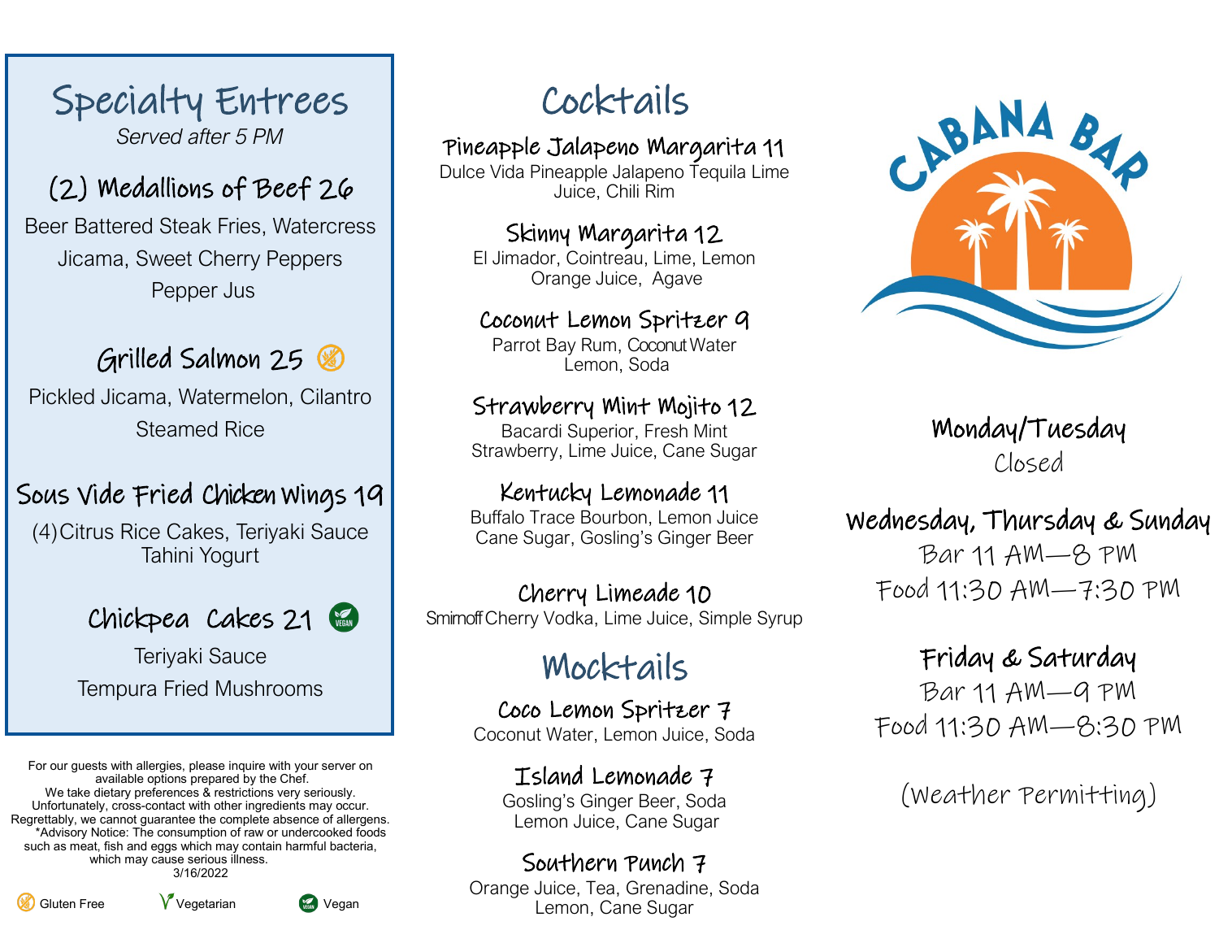## Specialty Entrees

*Served after 5 PM*

### (2) Medallions of Beef 26

Beer Battered Steak Fries, Watercress
Jicama, Sweet Cherry Peppers
Pepper Jus

### Grilled Salmon 25 (Gluten Free)

Pickled Jicama, Watermelon, Cilantro
Steamed Rice

### Sous Vide Fried Chicken Wings 19

(4)Citrus Rice Cakes, Teriyaki Sauce
Tahini Yogurt

### Chickpea Cakes 21 (Vegan)

Teriyaki Sauce
Tempura Fried Mushrooms

For our guests with allergies, please inquire with your server on available options prepared by the Chef.
We take dietary preferences & restrictions very seriously.
Unfortunately, cross-contact with other ingredients may occur.
Regrettably, we cannot guarantee the complete absence of allergens.
*Advisory Notice: The consumption of raw or undercooked foods such as meat, fish and eggs which may contain harmful bacteria, which may cause serious illness.
3/16/2022

Gluten Free &nbsp;&nbsp; Vegetarian &nbsp;&nbsp; Vegan

## Cocktails

### Pineapple Jalapeno Margarita 11

Dulce Vida Pineapple Jalapeno Tequila Lime Juice, Chili Rim

### Skinny Margarita 12

El Jimador, Cointreau, Lime, Lemon
Orange Juice, Agave

### Coconut Lemon Spritzer 9

Parrot Bay Rum, Coconut Water
Lemon, Soda

### Strawberry Mint Mojito 12

Bacardi Superior, Fresh Mint
Strawberry, Lime Juice, Cane Sugar

### Kentucky Lemonade 11

Buffalo Trace Bourbon, Lemon Juice
Cane Sugar, Gosling's Ginger Beer

### Cherry Limeade 10

Smirnoff Cherry Vodka, Lime Juice, Simple Syrup

## Mocktails

### Coco Lemon Spritzer 7

Coconut Water, Lemon Juice, Soda

### Island Lemonade 7

Gosling's Ginger Beer, Soda
Lemon Juice, Cane Sugar

### Southern Punch 7

Orange Juice, Tea, Grenadine, Soda
Lemon, Cane Sugar

## CABANA BAR

### Monday/Tuesday

Closed

### Wednesday, Thursday & Sunday

Bar 11 AM—8 PM
Food 11:30 AM—7:30 PM

### Friday & Saturday

Bar 11 AM—9 PM
Food 11:30 AM—8:30 PM

(Weather Permitting)